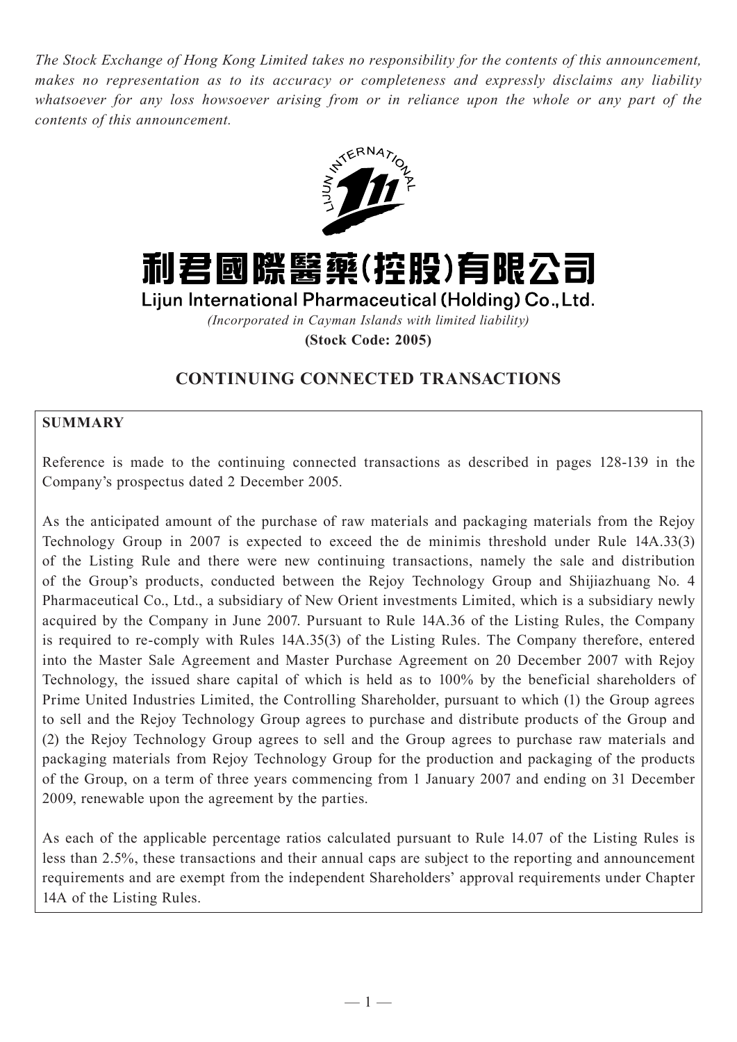*The Stock Exchange of Hong Kong Limited takes no responsibility for the contents of this announcement, makes no representation as to its accuracy or completeness and expressly disclaims any liability whatsoever for any loss howsoever arising from or in reliance upon the whole or any part of the contents of this announcement.*

# 利君國際醫藥(控股)有限公司

## Lijun International Pharmaceutical (Holding) Co., Ltd.

*(Incorporated in Cayman Islands with limited liability)*

**(Stock Code: 2005)**

## CONTINUING CONNECTED TRANSACTIONS

**SUMMARY**

Reference is made to the continuing connected transactions as described in pages 128-139 in the Company's prospectus dated 2 December 2005.

As the anticipated amount of the purchase of raw materials and packaging materials from the Rejoy Technology Group in 2007 is expected to exceed the de minimis threshold under Rule 14A.33(3) of the Listing Rule and there were new continuing transactions, namely the sale and distribution of the Group's products, conducted between the Rejoy Technology Group and Shijiazhuang No. 4 Pharmaceutical Co., Ltd., a subsidiary of New Orient investments Limited, which is a subsidiary newly acquired by the Company in June 2007. Pursuant to Rule 14A.36 of the Listing Rules, the Company is required to re-comply with Rules 14A.35(3) of the Listing Rules. The Company therefore, entered into the Master Sale Agreement and Master Purchase Agreement on 20 December 2007 with Rejoy Technology, the issued share capital of which is held as to 100% by the beneficial shareholders of Prime United Industries Limited, the Controlling Shareholder, pursuant to which (1) the Group agrees to sell and the Rejoy Technology Group agrees to purchase and distribute products of the Group and (2) the Rejoy Technology Group agrees to sell and the Group agrees to purchase raw materials and packaging materials from Rejoy Technology Group for the production and packaging of the products of the Group, on a term of three years commencing from 1 January 2007 and ending on 31 December 2009, renewable upon the agreement by the parties.

As each of the applicable percentage ratios calculated pursuant to Rule 14.07 of the Listing Rules is less than 2.5%, these transactions and their annual caps are subject to the reporting and announcement requirements and are exempt from the independent Shareholders' approval requirements under Chapter 14A of the Listing Rules.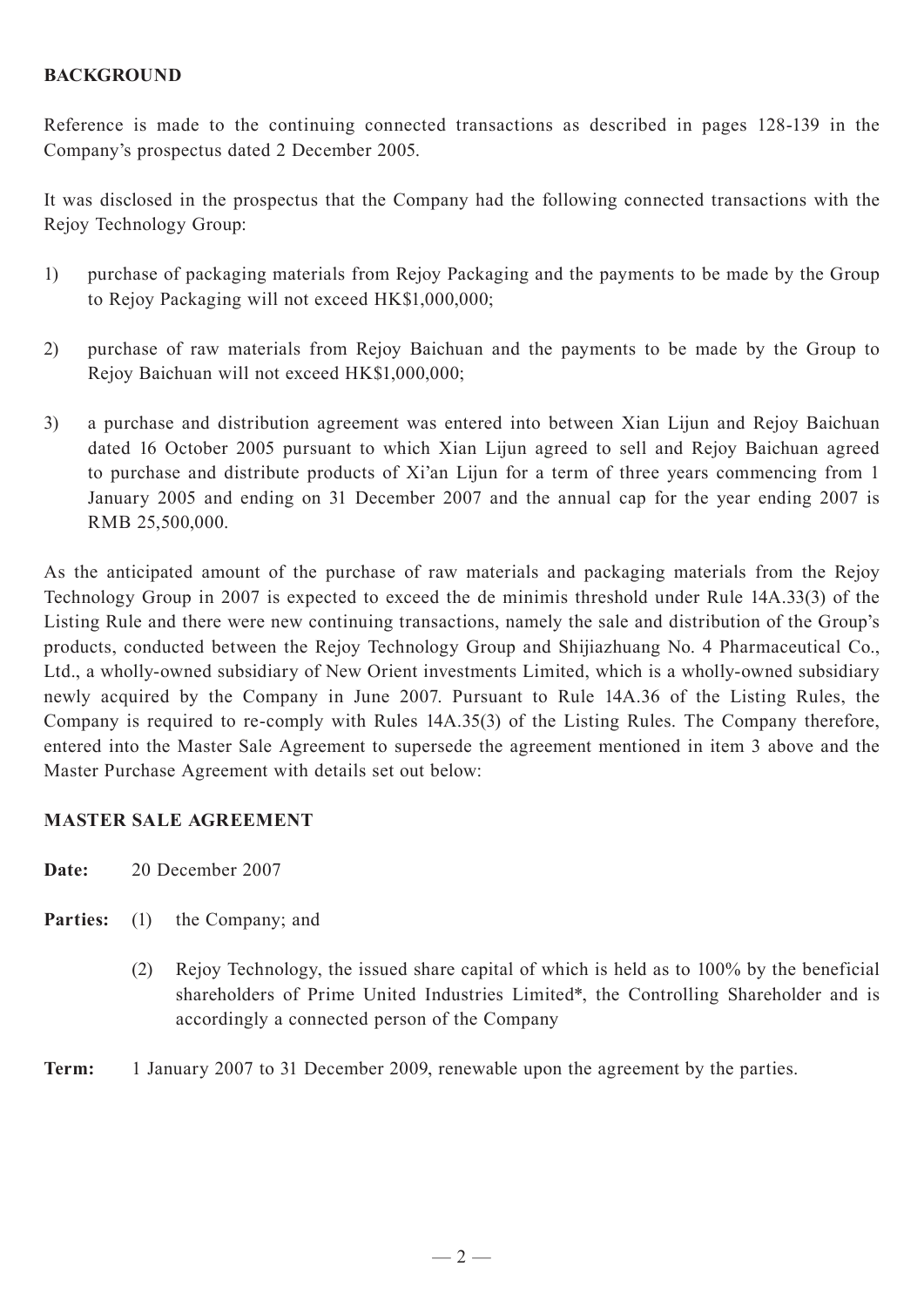**BACKGROUND**

Reference is made to the continuing connected transactions as described in pages 128-139 in the Company's prospectus dated 2 December 2005.

It was disclosed in the prospectus that the Company had the following connected transactions with the Rejoy Technology Group:

1) purchase of packaging materials from Rejoy Packaging and the payments to be made by the Group to Rejoy Packaging will not exceed HK$1,000,000;

2) purchase of raw materials from Rejoy Baichuan and the payments to be made by the Group to Rejoy Baichuan will not exceed HK$1,000,000;

3) a purchase and distribution agreement was entered into between Xian Lijun and Rejoy Baichuan dated 16 October 2005 pursuant to which Xian Lijun agreed to sell and Rejoy Baichuan agreed to purchase and distribute products of Xi'an Lijun for a term of three years commencing from 1 January 2005 and ending on 31 December 2007 and the annual cap for the year ending 2007 is RMB 25,500,000.

As the anticipated amount of the purchase of raw materials and packaging materials from the Rejoy Technology Group in 2007 is expected to exceed the de minimis threshold under Rule 14A.33(3) of the Listing Rule and there were new continuing transactions, namely the sale and distribution of the Group's products, conducted between the Rejoy Technology Group and Shijiazhuang No. 4 Pharmaceutical Co., Ltd., a wholly-owned subsidiary of New Orient investments Limited, which is a wholly-owned subsidiary newly acquired by the Company in June 2007. Pursuant to Rule 14A.36 of the Listing Rules, the Company is required to re-comply with Rules 14A.35(3) of the Listing Rules. The Company therefore, entered into the Master Sale Agreement to supersede the agreement mentioned in item 3 above and the Master Purchase Agreement with details set out below:

**MASTER SALE AGREEMENT**

**Date:** 20 December 2007

**Parties:** (1) the Company; and

(2) Rejoy Technology, the issued share capital of which is held as to 100% by the beneficial shareholders of Prime United Industries Limited*, the Controlling Shareholder and is accordingly a connected person of the Company

**Term:** 1 January 2007 to 31 December 2009, renewable upon the agreement by the parties.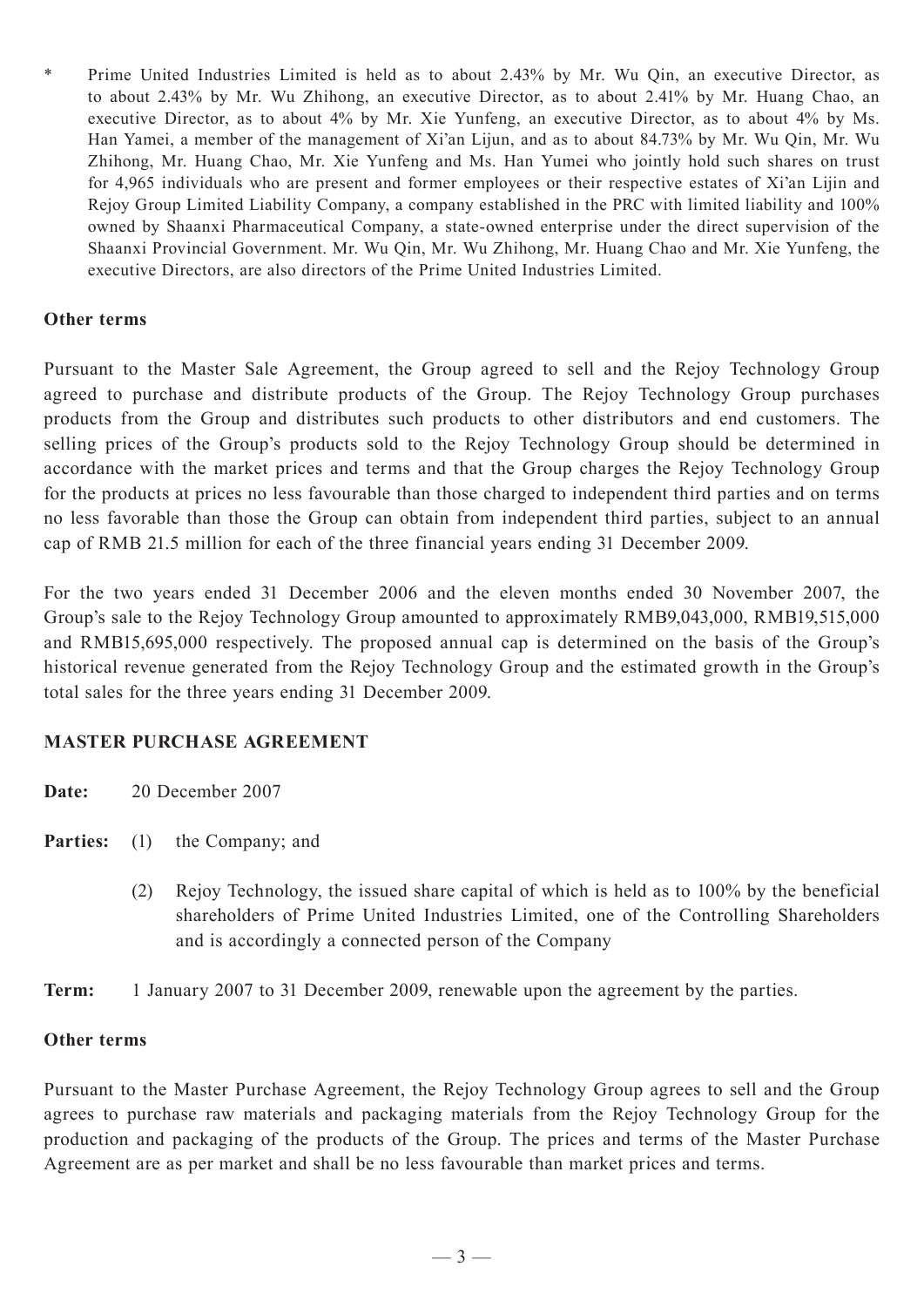\* Prime United Industries Limited is held as to about 2.43% by Mr. Wu Qin, an executive Director, as to about 2.43% by Mr. Wu Zhihong, an executive Director, as to about 2.41% by Mr. Huang Chao, an executive Director, as to about 4% by Mr. Xie Yunfeng, an executive Director, as to about 4% by Ms. Han Yamei, a member of the management of Xi'an Lijun, and as to about 84.73% by Mr. Wu Qin, Mr. Wu Zhihong, Mr. Huang Chao, Mr. Xie Yunfeng and Ms. Han Yumei who jointly hold such shares on trust for 4,965 individuals who are present and former employees or their respective estates of Xi'an Lijin and Rejoy Group Limited Liability Company, a company established in the PRC with limited liability and 100% owned by Shaanxi Pharmaceutical Company, a state-owned enterprise under the direct supervision of the Shaanxi Provincial Government. Mr. Wu Qin, Mr. Wu Zhihong, Mr. Huang Chao and Mr. Xie Yunfeng, the executive Directors, are also directors of the Prime United Industries Limited.

**Other terms**

Pursuant to the Master Sale Agreement, the Group agreed to sell and the Rejoy Technology Group agreed to purchase and distribute products of the Group. The Rejoy Technology Group purchases products from the Group and distributes such products to other distributors and end customers. The selling prices of the Group's products sold to the Rejoy Technology Group should be determined in accordance with the market prices and terms and that the Group charges the Rejoy Technology Group for the products at prices no less favourable than those charged to independent third parties and on terms no less favorable than those the Group can obtain from independent third parties, subject to an annual cap of RMB 21.5 million for each of the three financial years ending 31 December 2009.

For the two years ended 31 December 2006 and the eleven months ended 30 November 2007, the Group's sale to the Rejoy Technology Group amounted to approximately RMB9,043,000, RMB19,515,000 and RMB15,695,000 respectively. The proposed annual cap is determined on the basis of the Group's historical revenue generated from the Rejoy Technology Group and the estimated growth in the Group's total sales for the three years ending 31 December 2009.

**MASTER PURCHASE AGREEMENT**

**Date:** 20 December 2007

**Parties:** (1) the Company; and

(2) Rejoy Technology, the issued share capital of which is held as to 100% by the beneficial shareholders of Prime United Industries Limited, one of the Controlling Shareholders and is accordingly a connected person of the Company

**Term:** 1 January 2007 to 31 December 2009, renewable upon the agreement by the parties.

**Other terms**

Pursuant to the Master Purchase Agreement, the Rejoy Technology Group agrees to sell and the Group agrees to purchase raw materials and packaging materials from the Rejoy Technology Group for the production and packaging of the products of the Group. The prices and terms of the Master Purchase Agreement are as per market and shall be no less favourable than market prices and terms.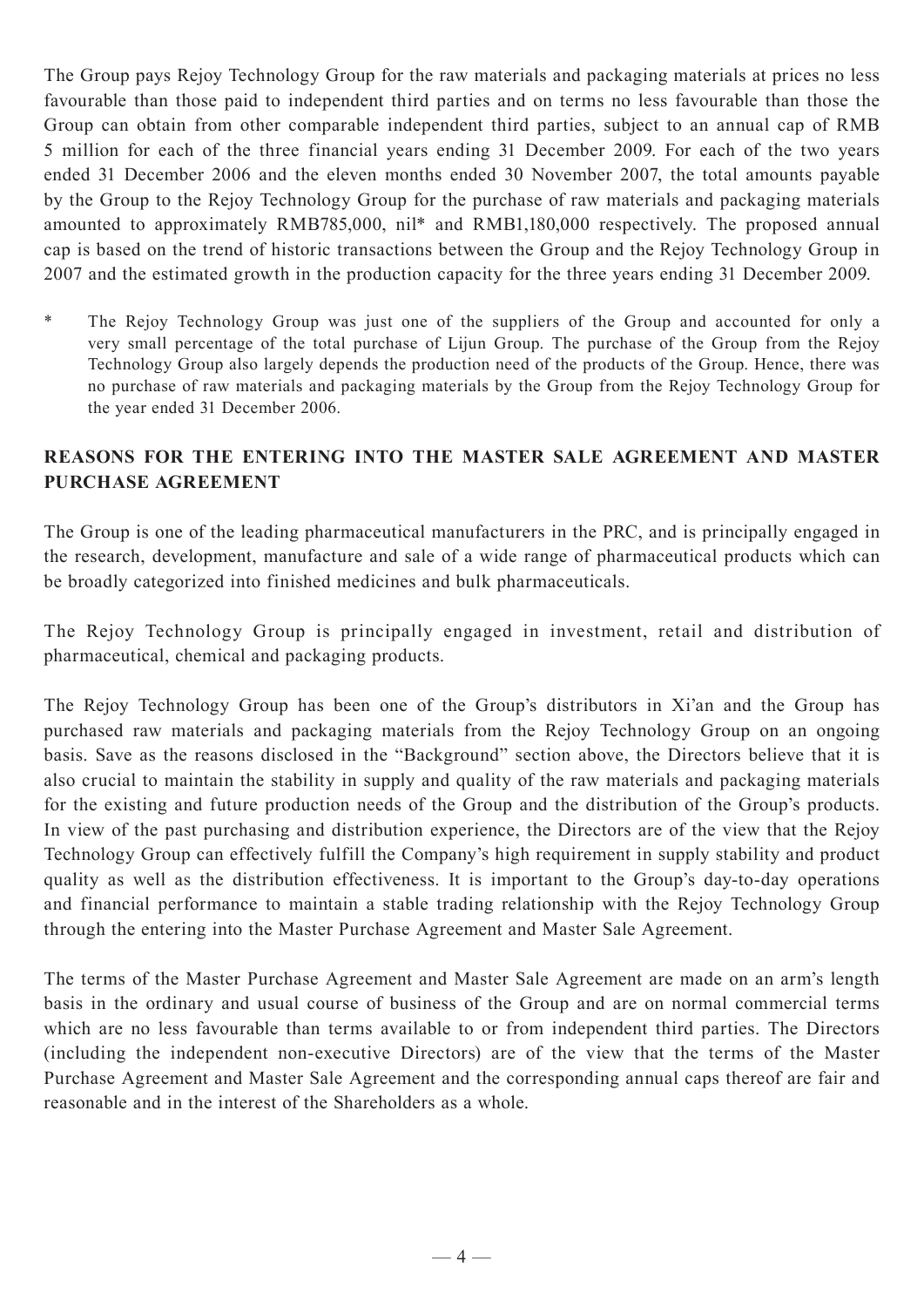The Group pays Rejoy Technology Group for the raw materials and packaging materials at prices no less favourable than those paid to independent third parties and on terms no less favourable than those the Group can obtain from other comparable independent third parties, subject to an annual cap of RMB 5 million for each of the three financial years ending 31 December 2009. For each of the two years ended 31 December 2006 and the eleven months ended 30 November 2007, the total amounts payable by the Group to the Rejoy Technology Group for the purchase of raw materials and packaging materials amounted to approximately RMB785,000, nil* and RMB1,180,000 respectively. The proposed annual cap is based on the trend of historic transactions between the Group and the Rejoy Technology Group in 2007 and the estimated growth in the production capacity for the three years ending 31 December 2009.

\* The Rejoy Technology Group was just one of the suppliers of the Group and accounted for only a very small percentage of the total purchase of Lijun Group. The purchase of the Group from the Rejoy Technology Group also largely depends the production need of the products of the Group. Hence, there was no purchase of raw materials and packaging materials by the Group from the Rejoy Technology Group for the year ended 31 December 2006.

## REASONS FOR THE ENTERING INTO THE MASTER SALE AGREEMENT AND MASTER PURCHASE AGREEMENT

The Group is one of the leading pharmaceutical manufacturers in the PRC, and is principally engaged in the research, development, manufacture and sale of a wide range of pharmaceutical products which can be broadly categorized into finished medicines and bulk pharmaceuticals.

The Rejoy Technology Group is principally engaged in investment, retail and distribution of pharmaceutical, chemical and packaging products.

The Rejoy Technology Group has been one of the Group's distributors in Xi'an and the Group has purchased raw materials and packaging materials from the Rejoy Technology Group on an ongoing basis. Save as the reasons disclosed in the "Background" section above, the Directors believe that it is also crucial to maintain the stability in supply and quality of the raw materials and packaging materials for the existing and future production needs of the Group and the distribution of the Group's products. In view of the past purchasing and distribution experience, the Directors are of the view that the Rejoy Technology Group can effectively fulfill the Company's high requirement in supply stability and product quality as well as the distribution effectiveness. It is important to the Group's day-to-day operations and financial performance to maintain a stable trading relationship with the Rejoy Technology Group through the entering into the Master Purchase Agreement and Master Sale Agreement.

The terms of the Master Purchase Agreement and Master Sale Agreement are made on an arm's length basis in the ordinary and usual course of business of the Group and are on normal commercial terms which are no less favourable than terms available to or from independent third parties. The Directors (including the independent non-executive Directors) are of the view that the terms of the Master Purchase Agreement and Master Sale Agreement and the corresponding annual caps thereof are fair and reasonable and in the interest of the Shareholders as a whole.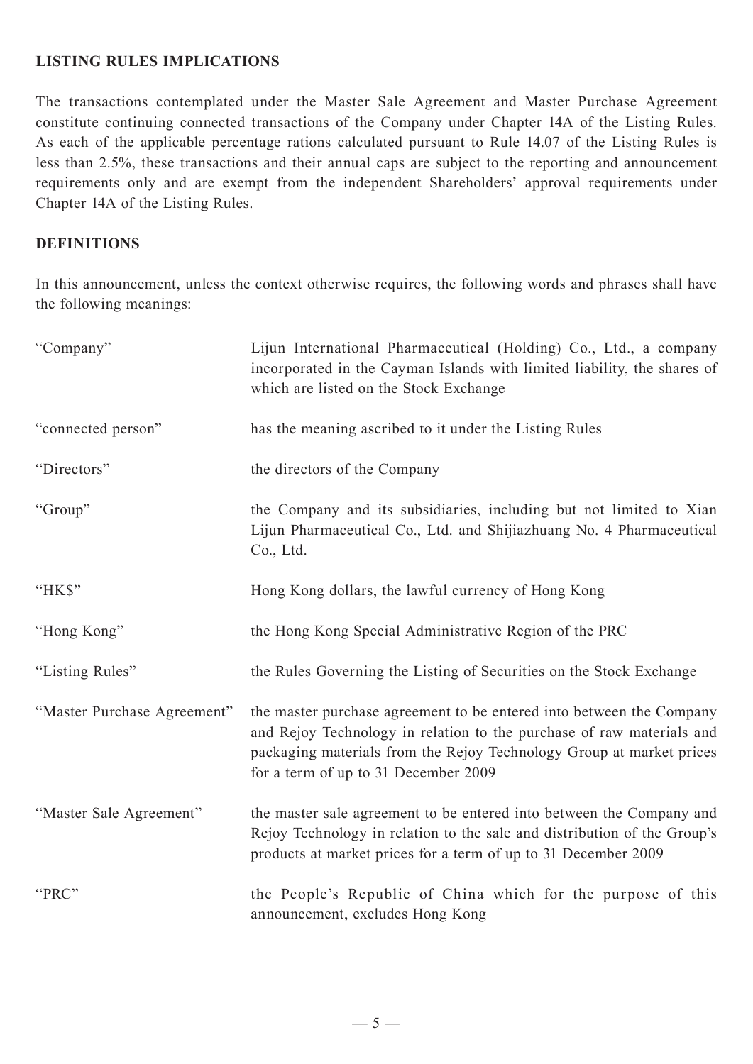## LISTING RULES IMPLICATIONS

The transactions contemplated under the Master Sale Agreement and Master Purchase Agreement constitute continuing connected transactions of the Company under Chapter 14A of the Listing Rules. As each of the applicable percentage rations calculated pursuant to Rule 14.07 of the Listing Rules is less than 2.5%, these transactions and their annual caps are subject to the reporting and announcement requirements only and are exempt from the independent Shareholders' approval requirements under Chapter 14A of the Listing Rules.

## DEFINITIONS

In this announcement, unless the context otherwise requires, the following words and phrases shall have the following meanings:

| | |
|---|---|
| "Company" | Lijun International Pharmaceutical (Holding) Co., Ltd., a company incorporated in the Cayman Islands with limited liability, the shares of which are listed on the Stock Exchange |
| "connected person" | has the meaning ascribed to it under the Listing Rules |
| "Directors" | the directors of the Company |
| "Group" | the Company and its subsidiaries, including but not limited to Xian Lijun Pharmaceutical Co., Ltd. and Shijiazhuang No. 4 Pharmaceutical Co., Ltd. |
| "HK$" | Hong Kong dollars, the lawful currency of Hong Kong |
| "Hong Kong" | the Hong Kong Special Administrative Region of the PRC |
| "Listing Rules" | the Rules Governing the Listing of Securities on the Stock Exchange |
| "Master Purchase Agreement" | the master purchase agreement to be entered into between the Company and Rejoy Technology in relation to the purchase of raw materials and packaging materials from the Rejoy Technology Group at market prices for a term of up to 31 December 2009 |
| "Master Sale Agreement" | the master sale agreement to be entered into between the Company and Rejoy Technology in relation to the sale and distribution of the Group's products at market prices for a term of up to 31 December 2009 |
| "PRC" | the People's Republic of China which for the purpose of this announcement, excludes Hong Kong |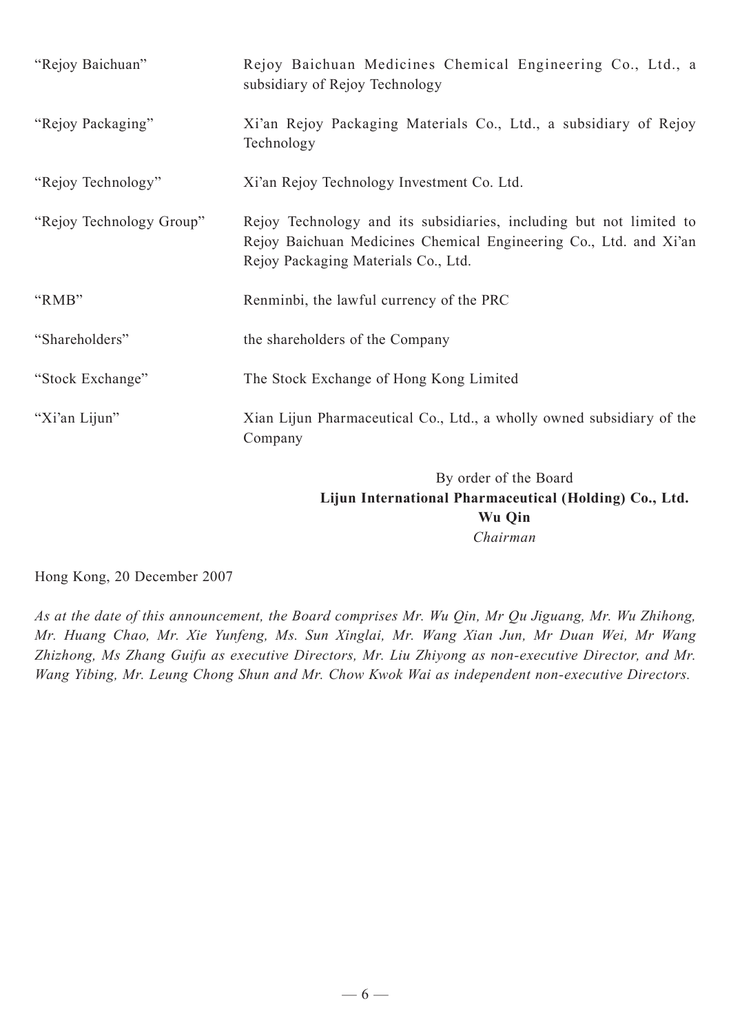| | |
|---|---|
| "Rejoy Baichuan" | Rejoy Baichuan Medicines Chemical Engineering Co., Ltd., a subsidiary of Rejoy Technology |
| "Rejoy Packaging" | Xi'an Rejoy Packaging Materials Co., Ltd., a subsidiary of Rejoy Technology |
| "Rejoy Technology" | Xi'an Rejoy Technology Investment Co. Ltd. |
| "Rejoy Technology Group" | Rejoy Technology and its subsidiaries, including but not limited to Rejoy Baichuan Medicines Chemical Engineering Co., Ltd. and Xi'an Rejoy Packaging Materials Co., Ltd. |
| "RMB" | Renminbi, the lawful currency of the PRC |
| "Shareholders" | the shareholders of the Company |
| "Stock Exchange" | The Stock Exchange of Hong Kong Limited |
| "Xi'an Lijun" | Xian Lijun Pharmaceutical Co., Ltd., a wholly owned subsidiary of the Company |

By order of the Board
**Lijun International Pharmaceutical (Holding) Co., Ltd.**
**Wu Qin**
*Chairman*

Hong Kong, 20 December 2007

*As at the date of this announcement, the Board comprises Mr. Wu Qin, Mr Qu Jiguang, Mr. Wu Zhihong, Mr. Huang Chao, Mr. Xie Yunfeng, Ms. Sun Xinglai, Mr. Wang Xian Jun, Mr Duan Wei, Mr Wang Zhizhong, Ms Zhang Guifu as executive Directors, Mr. Liu Zhiyong as non-executive Director, and Mr. Wang Yibing, Mr. Leung Chong Shun and Mr. Chow Kwok Wai as independent non-executive Directors.*